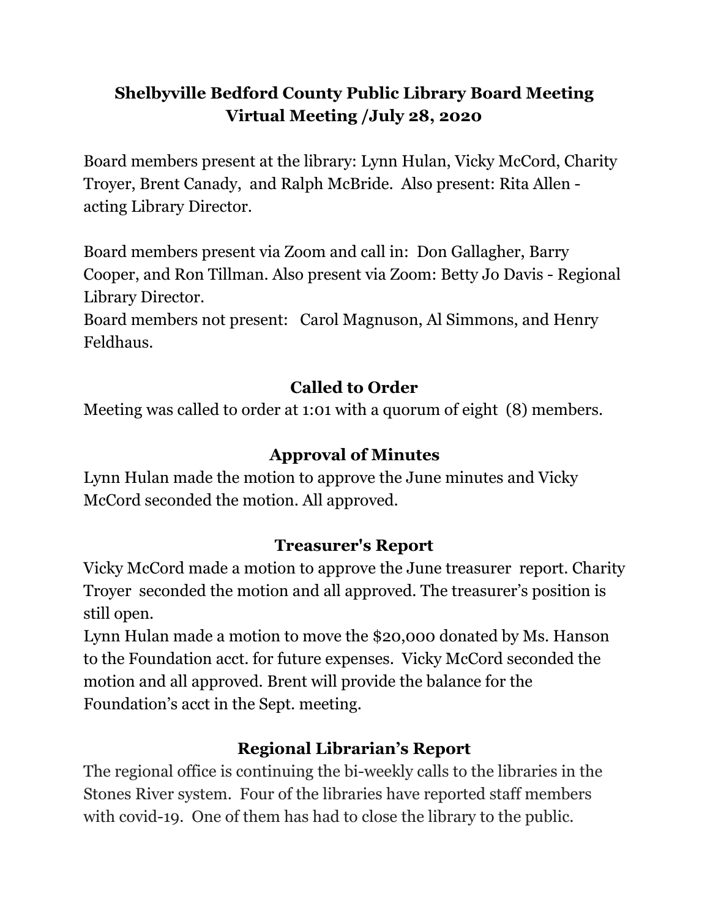# Shelbyville Bedford County Public Library Board Meeting
# Virtual Meeting /July 28, 2020

Board members present at the library: Lynn Hulan, Vicky McCord, Charity Troyer, Brent Canady, and Ralph McBride. Also present: Rita Allen - acting Library Director.

Board members present via Zoom and call in: Don Gallagher, Barry Cooper, and Ron Tillman. Also present via Zoom: Betty Jo Davis - Regional Library Director.

Board members not present: Carol Magnuson, Al Simmons, and Henry Feldhaus.

## Called to Order

Meeting was called to order at 1:01 with a quorum of eight (8) members.

## Approval of Minutes

Lynn Hulan made the motion to approve the June minutes and Vicky McCord seconded the motion. All approved.

## Treasurer's Report

Vicky McCord made a motion to approve the June treasurer report. Charity Troyer seconded the motion and all approved. The treasurer's position is still open.

Lynn Hulan made a motion to move the $20,000 donated by Ms. Hanson to the Foundation acct. for future expenses. Vicky McCord seconded the motion and all approved. Brent will provide the balance for the Foundation's acct in the Sept. meeting.

## Regional Librarian's Report

The regional office is continuing the bi-weekly calls to the libraries in the Stones River system. Four of the libraries have reported staff members with covid-19. One of them has had to close the library to the public.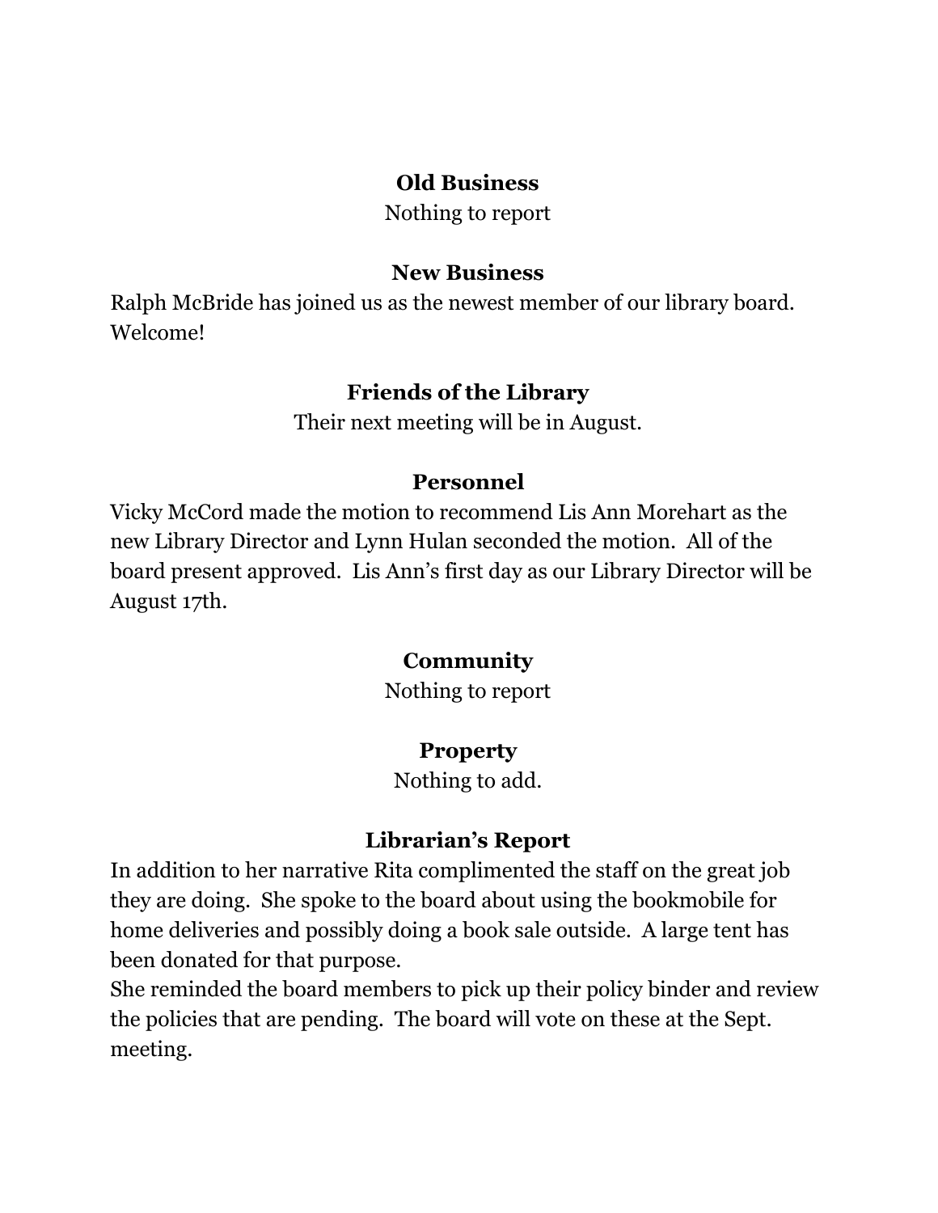## Old Business

Nothing to report

## New Business

Ralph McBride has joined us as the newest member of our library board. Welcome!

## Friends of the Library

Their next meeting will be in August.

## Personnel

Vicky McCord made the motion to recommend Lis Ann Morehart as the new Library Director and Lynn Hulan seconded the motion. All of the board present approved. Lis Ann's first day as our Library Director will be August 17th.

## Community

Nothing to report

## Property

Nothing to add.

## Librarian's Report

In addition to her narrative Rita complimented the staff on the great job they are doing. She spoke to the board about using the bookmobile for home deliveries and possibly doing a book sale outside. A large tent has been donated for that purpose.

She reminded the board members to pick up their policy binder and review the policies that are pending. The board will vote on these at the Sept. meeting.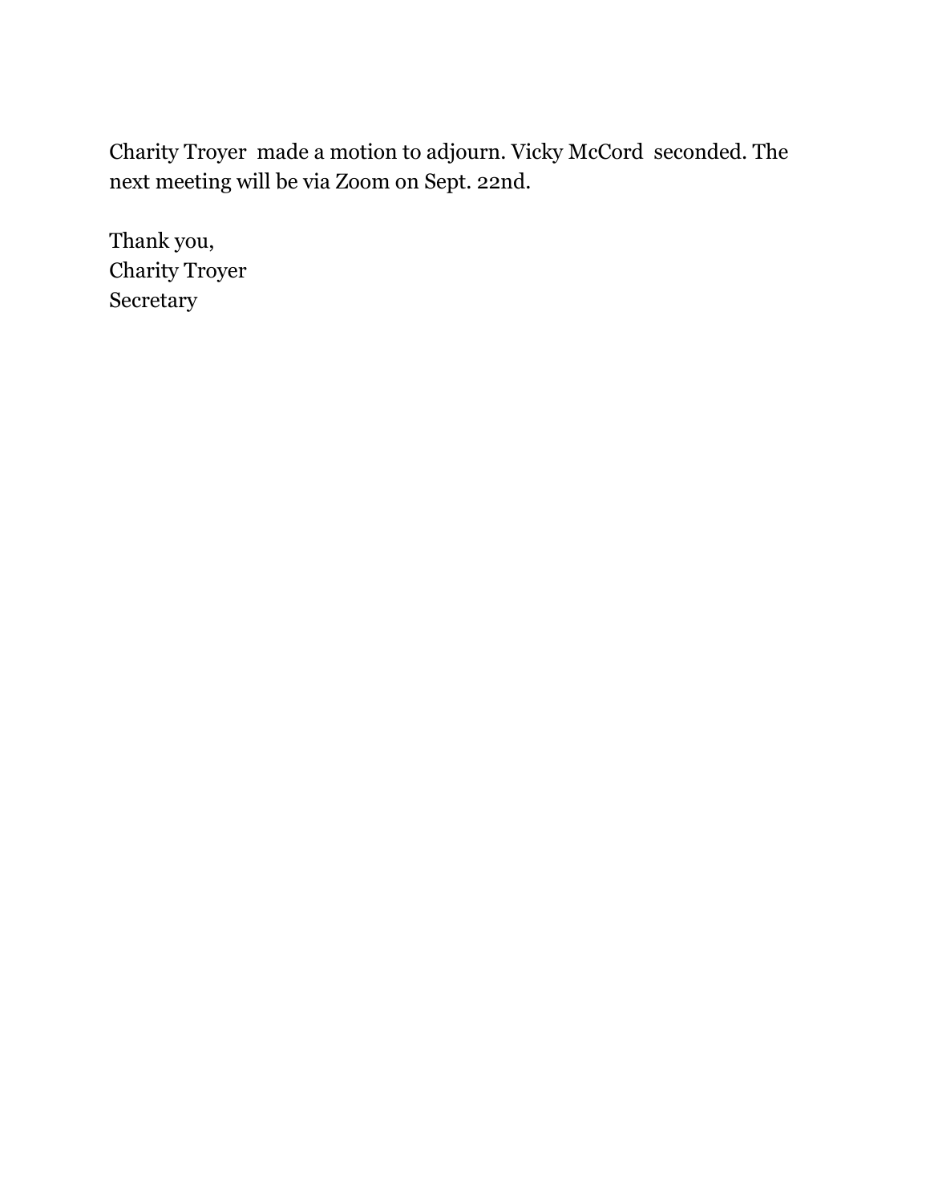Charity Troyer made a motion to adjourn. Vicky McCord seconded. The next meeting will be via Zoom on Sept. 22nd.

Thank you,
Charity Troyer
Secretary